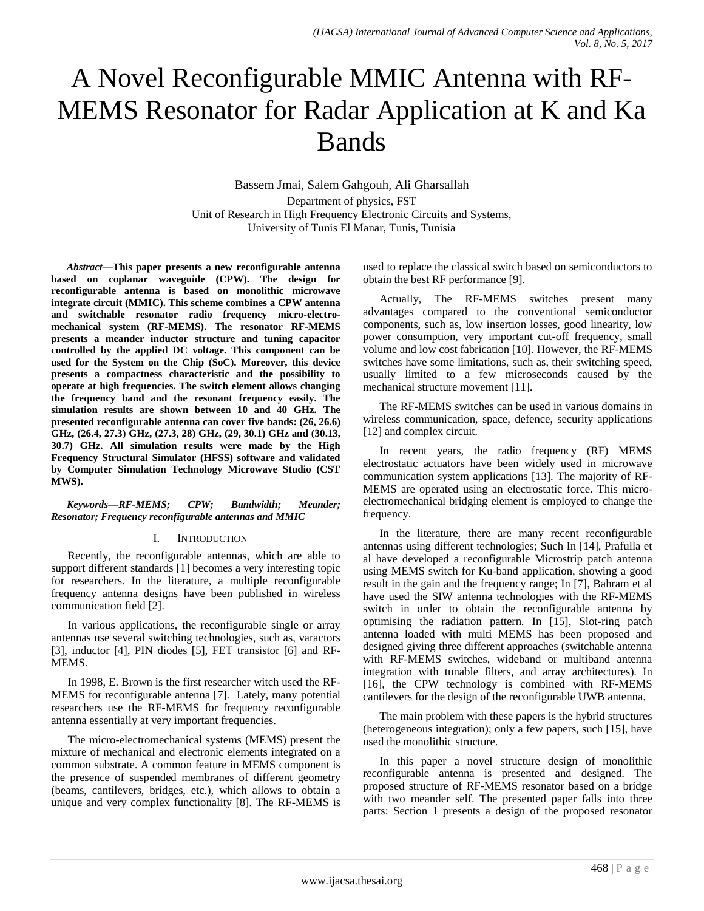# A Novel Reconfigurable MMIC Antenna with RF-MEMS Resonator for Radar Application at K and Ka Bands

Bassem Jmai, Salem Gahgouh, Ali Gharsallah

Department of physics, FST
Unit of Research in High Frequency Electronic Circuits and Systems,
University of Tunis El Manar, Tunis, Tunisia

***Abstract*—This paper presents a new reconfigurable antenna based on coplanar waveguide (CPW). The design for reconfigurable antenna is based on monolithic microwave integrate circuit (MMIC). This scheme combines a CPW antenna and switchable resonator radio frequency micro-electro-mechanical system (RF-MEMS). The resonator RF-MEMS presents a meander inductor structure and tuning capacitor controlled by the applied DC voltage. This component can be used for the System on the Chip (SoC). Moreover, this device presents a compactness characteristic and the possibility to operate at high frequencies. The switch element allows changing the frequency band and the resonant frequency easily. The simulation results are shown between 10 and 40 GHz. The presented reconfigurable antenna can cover five bands: (26, 26.6) GHz, (26.4, 27.3) GHz, (27.3, 28) GHz, (29, 30.1) GHz and (30.13, 30.7) GHz. All simulation results were made by the High Frequency Structural Simulator (HFSS) software and validated by Computer Simulation Technology Microwave Studio (CST MWS).**

***Keywords*—*RF-MEMS; CPW; Bandwidth; Meander; Resonator; Frequency reconfigurable antennas and MMIC***

## I. Introduction

Recently, the reconfigurable antennas, which are able to support different standards [1] becomes a very interesting topic for researchers. In the literature, a multiple reconfigurable frequency antenna designs have been published in wireless communication field [2].

In various applications, the reconfigurable single or array antennas use several switching technologies, such as, varactors [3], inductor [4], PIN diodes [5], FET transistor [6] and RF-MEMS.

In 1998, E. Brown is the first researcher witch used the RF-MEMS for reconfigurable antenna [7]. Lately, many potential researchers use the RF-MEMS for frequency reconfigurable antenna essentially at very important frequencies.

The micro-electromechanical systems (MEMS) present the mixture of mechanical and electronic elements integrated on a common substrate. A common feature in MEMS component is the presence of suspended membranes of different geometry (beams, cantilevers, bridges, etc.), which allows to obtain a unique and very complex functionality [8]. The RF-MEMS is used to replace the classical switch based on semiconductors to obtain the best RF performance [9].

Actually, The RF-MEMS switches present many advantages compared to the conventional semiconductor components, such as, low insertion losses, good linearity, low power consumption, very important cut-off frequency, small volume and low cost fabrication [10]. However, the RF-MEMS switches have some limitations, such as, their switching speed, usually limited to a few microseconds caused by the mechanical structure movement [11].

The RF-MEMS switches can be used in various domains in wireless communication, space, defence, security applications [12] and complex circuit.

In recent years, the radio frequency (RF) MEMS electrostatic actuators have been widely used in microwave communication system applications [13]. The majority of RF-MEMS are operated using an electrostatic force. This micro-electromechanical bridging element is employed to change the frequency.

In the literature, there are many recent reconfigurable antennas using different technologies; Such In [14], Prafulla et al have developed a reconfigurable Microstrip patch antenna using MEMS switch for Ku-band application, showing a good result in the gain and the frequency range; In [7], Bahram et al have used the SIW antenna technologies with the RF-MEMS switch in order to obtain the reconfigurable antenna by optimising the radiation pattern. In [15], Slot-ring patch antenna loaded with multi MEMS has been proposed and designed giving three different approaches (switchable antenna with RF-MEMS switches, wideband or multiband antenna integration with tunable filters, and array architectures). In [16], the CPW technology is combined with RF-MEMS cantilevers for the design of the reconfigurable UWB antenna.

The main problem with these papers is the hybrid structures (heterogeneous integration); only a few papers, such [15], have used the monolithic structure.

In this paper a novel structure design of monolithic reconfigurable antenna is presented and designed. The proposed structure of RF-MEMS resonator based on a bridge with two meander self. The presented paper falls into three parts: Section 1 presents a design of the proposed resonator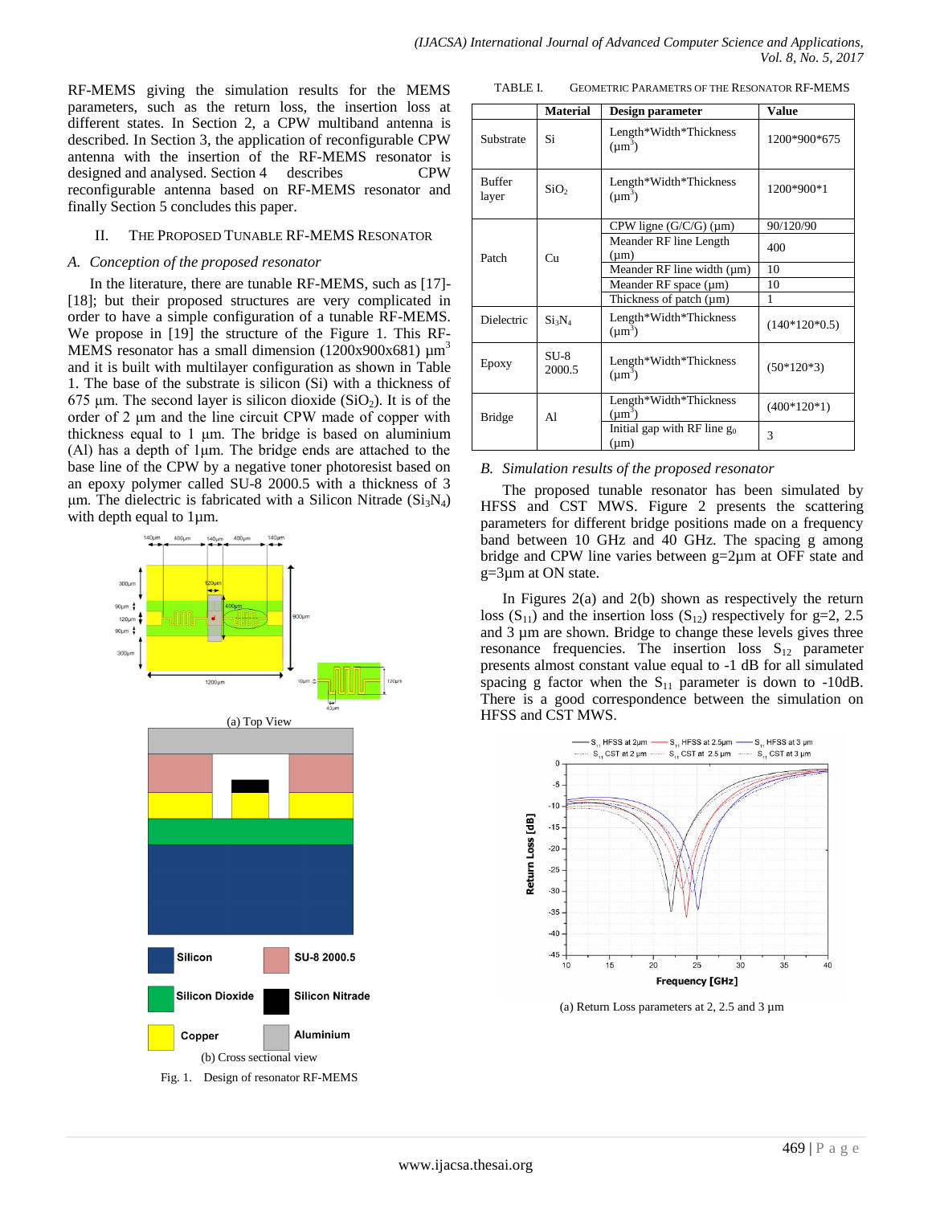RF-MEMS giving the simulation results for the MEMS parameters, such as the return loss, the insertion loss at different states. In Section 2, a CPW multiband antenna is described. In Section 3, the application of reconfigurable CPW antenna with the insertion of the RF-MEMS resonator is designed and analysed. Section 4 describes CPW reconfigurable antenna based on RF-MEMS resonator and finally Section 5 concludes this paper.

## II. The Proposed Tunable RF-MEMS Resonator

### *A. Conception of the proposed resonator*

In the literature, there are tunable RF-MEMS, such as [17]-[18]; but their proposed structures are very complicated in order to have a simple configuration of a tunable RF-MEMS. We propose in [19] the structure of the Figure 1. This RF-MEMS resonator has a small dimension (1200x900x681) $\mu m^3$ and it is built with multilayer configuration as shown in Table 1. The base of the substrate is silicon (Si) with a thickness of 675 µm. The second layer is silicon dioxide ($SiO_2$). It is of the order of 2 µm and the line circuit CPW made of copper with thickness equal to 1 µm. The bridge is based on aluminium (Al) has a depth of 1µm. The bridge ends are attached to the base line of the CPW by a negative toner photoresist based on an epoxy polymer called SU-8 2000.5 with a thickness of 3 µm. The dielectric is fabricated with a Silicon Nitride ($Si_3N_4$) with depth equal to 1µm.

(a) Top View

(b) Cross sectional view

Fig. 1. Design of resonator RF-MEMS

TABLE I. Geometric Parametrs of the Resonator RF-MEMS

| | Material | Design parameter | Value |
|---|---|---|---|
| Substrate | Si | Length*Width*Thickness ($\mu m^3$) | 1200*900*675 |
| Buffer layer | $SiO_2$ | Length*Width*Thickness ($\mu m^3$) | 1200*900*1 |
| Patch | Cu | CPW ligne (G/C/G) (µm) | 90/120/90 |
| | | Meander RF line Length (µm) | 400 |
| | | Meander RF line width (µm) | 10 |
| | | Meander RF space (µm) | 10 |
| | | Thickness of patch (µm) | 1 |
| Dielectric | $Si_3N_4$ | Length*Width*Thickness ($\mu m^3$) | (140*120*0.5) |
| Epoxy | SU-8 2000.5 | Length*Width*Thickness ($\mu m^3$) | (50*120*3) |
| Bridge | Al | Length*Width*Thickness ($\mu m^3$) | (400*120*1) |
| | | Initial gap with RF line $g_0$ (µm) | 3 |

### *B. Simulation results of the proposed resonator*

The proposed tunable resonator has been simulated by HFSS and CST MWS. Figure 2 presents the scattering parameters for different bridge positions made on a frequency band between 10 GHz and 40 GHz. The spacing g among bridge and CPW line varies between g=2µm at OFF state and g=3µm at ON state.

In Figures 2(a) and 2(b) shown as respectively the return loss ($S_{11}$) and the insertion loss ($S_{12}$) respectively for g=2, 2.5 and 3 µm are shown. Bridge to change these levels gives three resonance frequencies. The insertion loss $S_{12}$ parameter presents almost constant value equal to -1 dB for all simulated spacing g factor when the $S_{11}$ parameter is down to -10dB. There is a good correspondence between the simulation on HFSS and CST MWS.

(a) Return Loss parameters at 2, 2.5 and 3 µm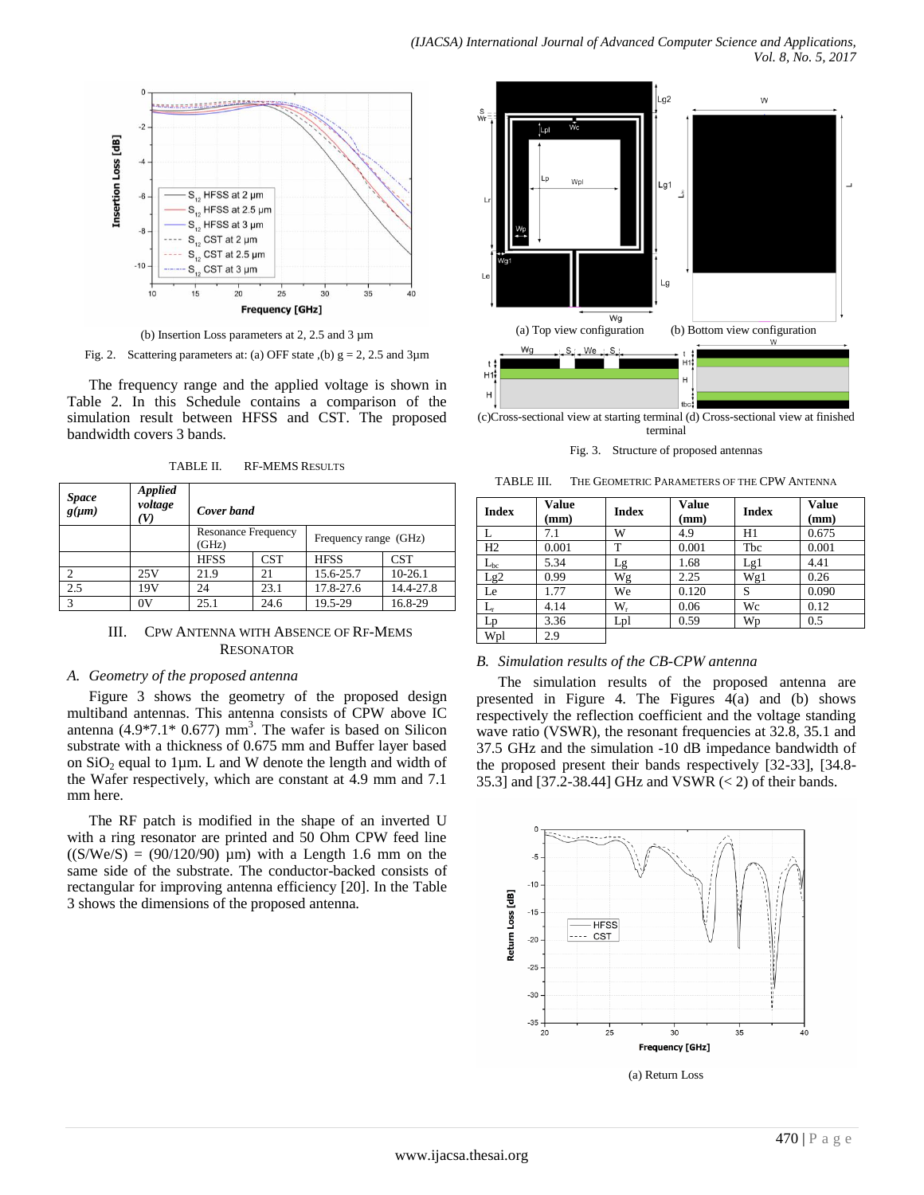(b) Insertion Loss parameters at 2, 2.5 and 3 µm

Fig. 2. Scattering parameters at: (a) OFF state ,(b) g = 2, 2.5 and 3µm

The frequency range and the applied voltage is shown in Table 2. In this Schedule contains a comparison of the simulation result between HFSS and CST. The proposed bandwidth covers 3 bands.

TABLE II. RF-MEMS RESULTS

| ***Space g(µm)*** | ***Applied voltage (V)*** | ***Cover band*** | | | |
|---|---|---|---|---|---|
| | | Resonance Frequency (GHz) | | Frequency range (GHz) | |
| | | HFSS | CST | HFSS | CST |
| 2 | 25V | 21.9 | 21 | 15.6-25.7 | 10-26.1 |
| 2.5 | 19V | 24 | 23.1 | 17.8-27.6 | 14.4-27.8 |
| 3 | 0V | 25.1 | 24.6 | 19.5-29 | 16.8-29 |

## III. CPW ANTENNA WITH ABSENCE OF RF-MEMS RESONATOR

### *A. Geometry of the proposed antenna*

Figure 3 shows the geometry of the proposed design multiband antennas. This antenna consists of CPW above IC antenna (4.9*7.1* 0.677) $mm^3$. The wafer is based on Silicon substrate with a thickness of 0.675 mm and Buffer layer based on $SiO_2$ equal to 1µm. L and W denote the length and width of the Wafer respectively, which are constant at 4.9 mm and 7.1 mm here.

The RF patch is modified in the shape of an inverted U with a ring resonator are printed and 50 Ohm CPW feed line ((S/We/S) = (90/120/90) µm) with a Length 1.6 mm on the same side of the substrate. The conductor-backed consists of rectangular for improving antenna efficiency [20]. In the Table 3 shows the dimensions of the proposed antenna.

(a) Top view configuration (b) Bottom view configuration

(c)Cross-sectional view at starting terminal (d) Cross-sectional view at finished terminal

Fig. 3. Structure of proposed antennas

TABLE III. THE GEOMETRIC PARAMETERS OF THE CPW ANTENNA

| Index | Value (mm) | Index | Value (mm) | Index | Value (mm) |
|---|---|---|---|---|---|
| L | 7.1 | W | 4.9 | H1 | 0.675 |
| H2 | 0.001 | T | 0.001 | Tbc | 0.001 |
| $L_{bc}$ | 5.34 | Lg | 1.68 | Lg1 | 4.41 |
| Lg2 | 0.99 | Wg | 2.25 | Wg1 | 0.26 |
| Le | 1.77 | We | 0.120 | S | 0.090 |
| $L_r$ | 4.14 | $W_r$ | 0.06 | Wc | 0.12 |
| Lp | 3.36 | Lpl | 0.59 | Wp | 0.5 |
| Wpl | 2.9 | | | | |

### *B. Simulation results of the CB-CPW antenna*

The simulation results of the proposed antenna are presented in Figure 4. The Figures 4(a) and (b) shows respectively the reflection coefficient and the voltage standing wave ratio (VSWR), the resonant frequencies at 32.8, 35.1 and 37.5 GHz and the simulation -10 dB impedance bandwidth of the proposed present their bands respectively [32-33], [34.8-35.3] and [37.2-38.44] GHz and VSWR (< 2) of their bands.

(a) Return Loss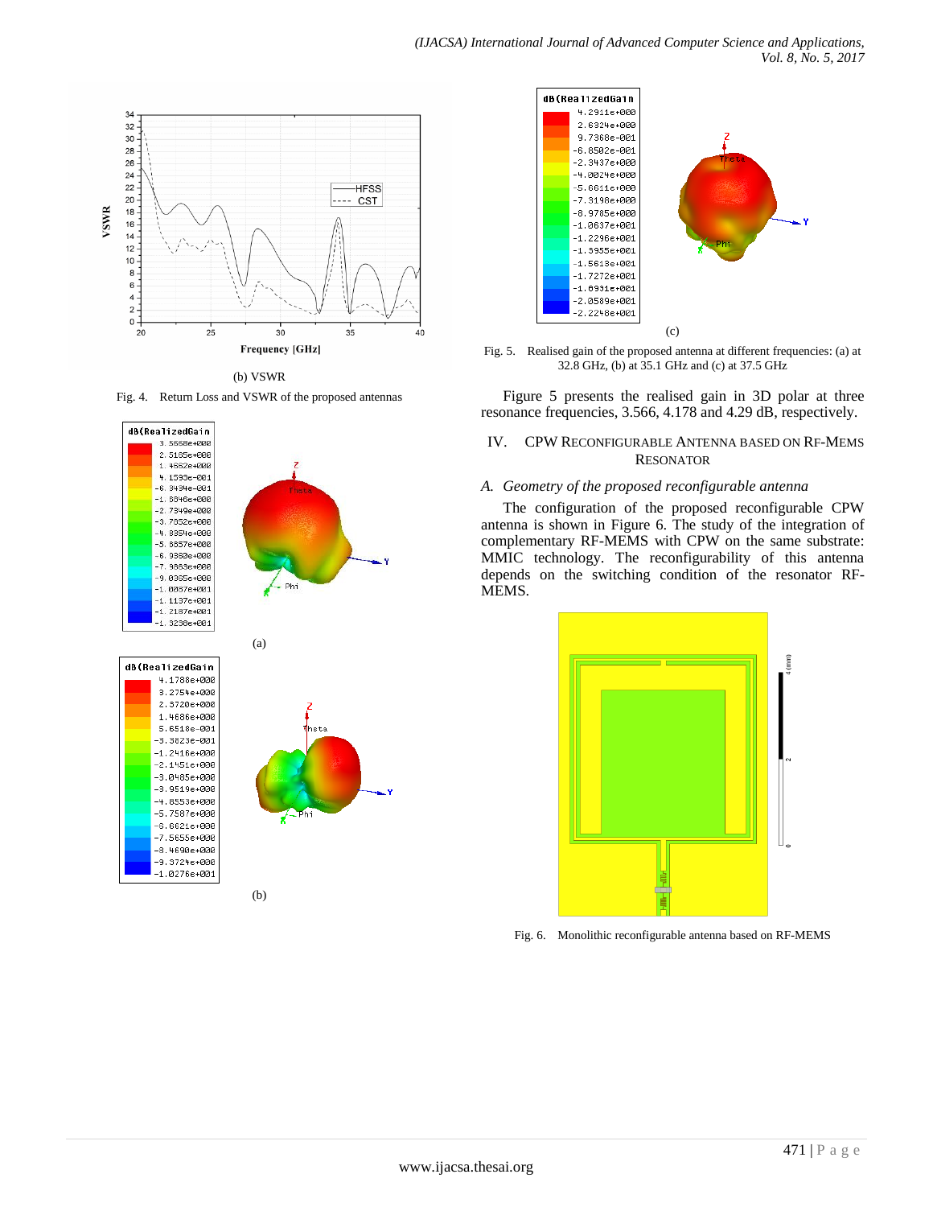(b) VSWR

Fig. 4. Return Loss and VSWR of the proposed antennas

(a)

(b)

(c)

Fig. 5. Realised gain of the proposed antenna at different frequencies: (a) at 32.8 GHz, (b) at 35.1 GHz and (c) at 37.5 GHz

Figure 5 presents the realised gain in 3D polar at three resonance frequencies, 3.566, 4.178 and 4.29 dB, respectively.

## IV. CPW Reconfigurable Antenna Based on RF-MEMS Resonator

### *A. Geometry of the proposed reconfigurable antenna*

The configuration of the proposed reconfigurable CPW antenna is shown in Figure 6. The study of the integration of complementary RF-MEMS with CPW on the same substrate: MMIC technology. The reconfigurability of this antenna depends on the switching condition of the resonator RF-MEMS.

Fig. 6. Monolithic reconfigurable antenna based on RF-MEMS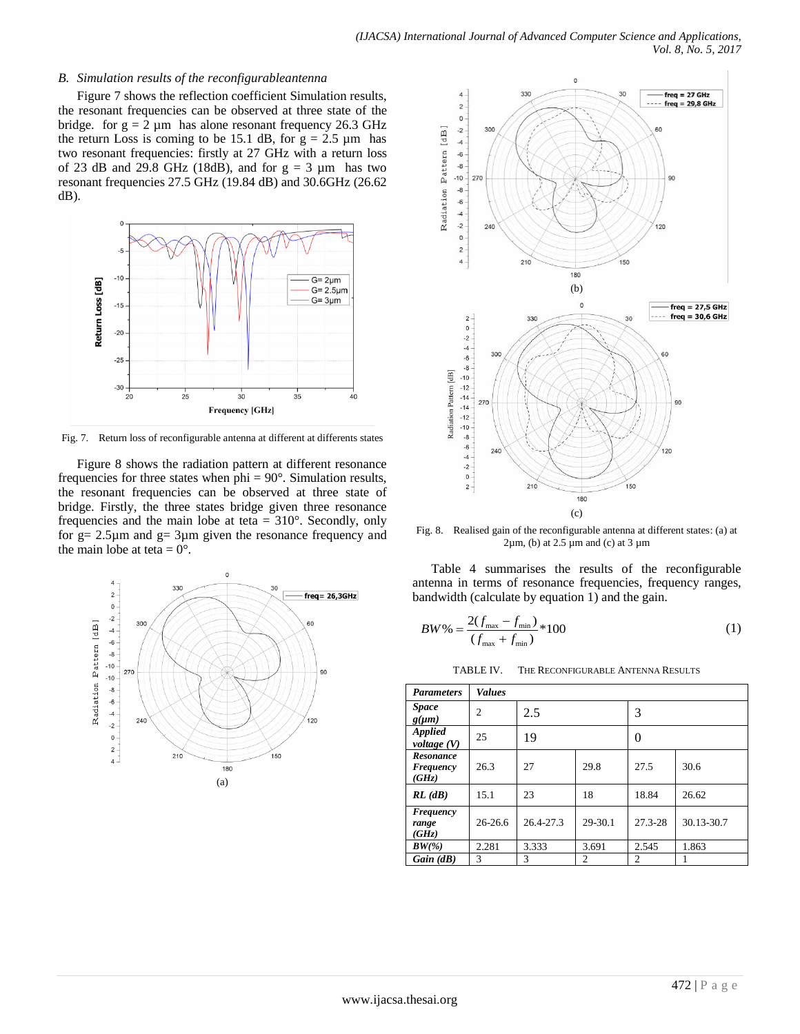### B. Simulation results of the reconfigurableantenna

Figure 7 shows the reflection coefficient Simulation results, the resonant frequencies can be observed at three state of the bridge. for g = 2 µm has alone resonant frequency 26.3 GHz the return Loss is coming to be 15.1 dB, for g = 2.5 µm has two resonant frequencies: firstly at 27 GHz with a return loss of 23 dB and 29.8 GHz (18dB), and for g = 3 µm has two resonant frequencies 27.5 GHz (19.84 dB) and 30.6GHz (26.62 dB).

Fig. 7. Return loss of reconfigurable antenna at different at differents states

Figure 8 shows the radiation pattern at different resonance frequencies for three states when phi = 90°. Simulation results, the resonant frequencies can be observed at three state of bridge. Firstly, the three states bridge given three resonance frequencies and the main lobe at teta = 310°. Secondly, only for g= 2.5µm and g= 3µm given the resonance frequency and the main lobe at teta = 0°.

Fig. 8. Realised gain of the reconfigurable antenna at different states: (a) at 2µm, (b) at 2.5 µm and (c) at 3 µm

Table 4 summarises the results of the reconfigurable antenna in terms of resonance frequencies, frequency ranges, bandwidth (calculate by equation 1) and the gain.

$$BW\% = \frac{2(f_{\max} - f_{\min})}{(f_{\max} + f_{\min})} * 100 \quad (1)$$

TABLE IV. THE RECONFIGURABLE ANTENNA RESULTS

| ***Parameters*** | ***Values*** | | | | |
|---|---|---|---|---|---|
| ***Space g(µm)*** | 2 | 2.5 | | 3 | |
| ***Applied voltage (V)*** | 25 | 19 | | 0 | |
| ***Resonance Frequency (GHz)*** | 26.3 | 27 | 29.8 | 27.5 | 30.6 |
| ***RL (dB)*** | 15.1 | 23 | 18 | 18.84 | 26.62 |
| ***Frequency range (GHz)*** | 26-26.6 | 26.4-27.3 | 29-30.1 | 27.3-28 | 30.13-30.7 |
| ***BW(%)*** | 2.281 | 3.333 | 3.691 | 2.545 | 1.863 |
| ***Gain (dB)*** | 3 | 3 | 2 | 2 | 1 |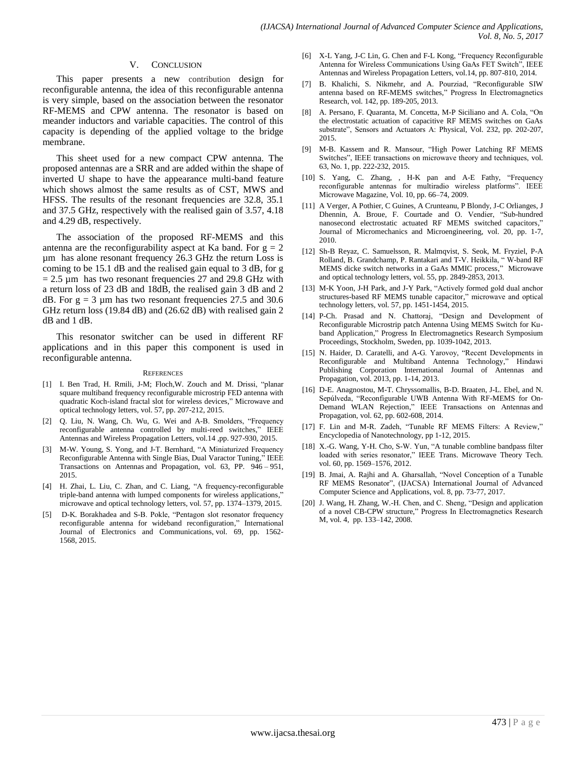## V. Conclusion

This paper presents a new contribution design for reconfigurable antenna, the idea of this reconfigurable antenna is very simple, based on the association between the resonator RF-MEMS and CPW antenna. The resonator is based on meander inductors and variable capacities. The control of this capacity is depending of the applied voltage to the bridge membrane.

This sheet used for a new compact CPW antenna. The proposed antennas are a SRR and are added within the shape of inverted U shape to have the appearance multi-band feature which shows almost the same results as of CST, MWS and HFSS. The results of the resonant frequencies are 32.8, 35.1 and 37.5 GHz, respectively with the realised gain of 3.57, 4.18 and 4.29 dB, respectively.

The association of the proposed RF-MEMS and this antenna are the reconfigurability aspect at Ka band. For $g = 2$ µm has alone resonant frequency 26.3 GHz the return Loss is coming to be 15.1 dB and the realised gain equal to 3 dB, for $g = 2.5$ µm has two resonant frequencies 27 and 29.8 GHz with a return loss of 23 dB and 18dB, the realised gain 3 dB and 2 dB. For $g = 3$ µm has two resonant frequencies 27.5 and 30.6 GHz return loss (19.84 dB) and (26.62 dB) with realised gain 2 dB and 1 dB.

This resonator switcher can be used in different RF applications and in this paper this component is used in reconfigurable antenna.

### References

[1] I. Ben Trad, H. Rmili, J-M; Floch,W. Zouch and M. Drissi, "planar square multiband frequency reconfigurable microstrip FED antenna with quadratic Koch-island fractal slot for wireless devices," Microwave and optical technology letters, vol. 57, pp. 207-212, 2015.

[2] Q. Liu, N. Wang, Ch. Wu, G. Wei and A-B. Smolders, "Frequency reconfigurable antenna controlled by multi-reed switches," IEEE Antennas and Wireless Propagation Letters, vol.14 ,pp. 927-930, 2015.

[3] M-W. Young, S. Yong, and J-T. Bernhard, "A Miniaturized Frequency Reconfigurable Antenna with Single Bias, Dual Varactor Tuning," IEEE Transactions on Antennas and Propagation, vol. 63, PP. 946 – 951, 2015.

[4] H. Zhai, L. Liu, C. Zhan, and C. Liang, "A frequency-reconfigurable triple-band antenna with lumped components for wireless applications," microwave and optical technology letters, vol. 57, pp. 1374–1379, 2015.

[5] D-K. Borakhadea and S-B. Pokle, "Pentagon slot resonator frequency reconfigurable antenna for wideband reconfiguration," International Journal of Electronics and Communications, vol. 69, pp. 1562-1568, 2015.

[6] X-L Yang, J-C Lin, G. Chen and F-L Kong, "Frequency Reconfigurable Antenna for Wireless Communications Using GaAs FET Switch", IEEE Antennas and Wireless Propagation Letters, vol.14, pp. 807-810, 2014.

[7] B. Khalichi, S. Nikmehr, and A. Pourziad, "Reconfigurable SIW antenna based on RF-MEMS switches," Progress In Electromagnetics Research, vol. 142, pp. 189-205, 2013.

[8] A. Persano, F. Quaranta, M. Concetta, M-P Siciliano and A. Cola, "On the electrostatic actuation of capacitive RF MEMS switches on GaAs substrate", Sensors and Actuators A: Physical, Vol. 232, pp. 202-207, 2015.

[9] M-B. Kassem and R. Mansour, "High Power Latching RF MEMS Switches", IEEE transactions on microwave theory and techniques, vol. 63, No. 1, pp. 222-232, 2015.

[10] S. Yang, C. Zhang, , H-K pan and A-E Fathy, "Frequency reconfigurable antennas for multiradio wireless platforms". IEEE Microwave Magazine, Vol. 10, pp. 66–74, 2009.

[11] A Verger, A Pothier, C Guines, A Crunteanu, P Blondy, J-C Orlianges, J Dhennin, A. Broue, F. Courtade and O. Vendier, " Sub-hundred nanosecond electrostatic actuated RF MEMS switched capacitors," Journal of Micromechanics and Microengineering, vol. 20, pp. 1-7, 2010.

[12] Sh-B Reyaz, C. Samuelsson, R. Malmqvist, S. Seok, M. Fryziel, P-A Rolland, B. Grandchamp, P. Rantakari and T-V. Heikkila, " W-band RF MEMS dicke switch networks in a GaAs MMIC process," Microwave and optical technology letters, vol. 55, pp. 2849-2853, 2013.

[13] M-K Yoon, J-H Park, and J-Y Park, "Actively formed gold dual anchor structures-based RF MEMS tunable capacitor," microwave and optical technology letters, vol. 57, pp. 1451-1454, 2015.

[14] P-Ch. Prasad and N. Chattoraj, "Design and Development of Reconfigurable Microstrip patch Antenna Using MEMS Switch for Ku-band Application," Progress In Electromagnetics Research Symposium Proceedings, Stockholm, Sweden, pp. 1039-1042, 2013.

[15] N. Haider, D. Caratelli, and A-G. Yarovoy, "Recent Developments in Reconfigurable and Multiband Antenna Technology," Hindawi Publishing Corporation International Journal of Antennas and Propagation, vol. 2013, pp. 1-14, 2013.

[16] D-E. Anagnostou, M-T. Chryssomallis, B-D. Braaten, J-L. Ebel, and N. Sepúlveda, "Reconfigurable UWB Antenna With RF-MEMS for On-Demand WLAN Rejection," IEEE Transactions on Antennas and Propagation, vol. 62, pp. 602-608, 2014.

[17] F. Lin and M-R. Zadeh, "Tunable RF MEMS Filters: A Review," Encyclopedia of Nanotechnology, pp 1-12, 2015.

[18] X.-G. Wang, Y-H. Cho, S-W. Yun, "A tunable combline bandpass filter loaded with series resonator," IEEE Trans. Microwave Theory Tech. vol. 60, pp. 1569–1576, 2012.

[19] B. Jmai, A. Rajhi and A. Gharsallah, "Novel Conception of a Tunable RF MEMS Resonator", (IJACSA) International Journal of Advanced Computer Science and Applications, vol. 8, pp. 73-77, 2017.

[20] J. Wang, H. Zhang, W.-H. Chen, and C. Sheng, "Design and application of a novel CB-CPW structure," Progress In Electromagnetics Research M, vol. 4, pp. 133–142, 2008.